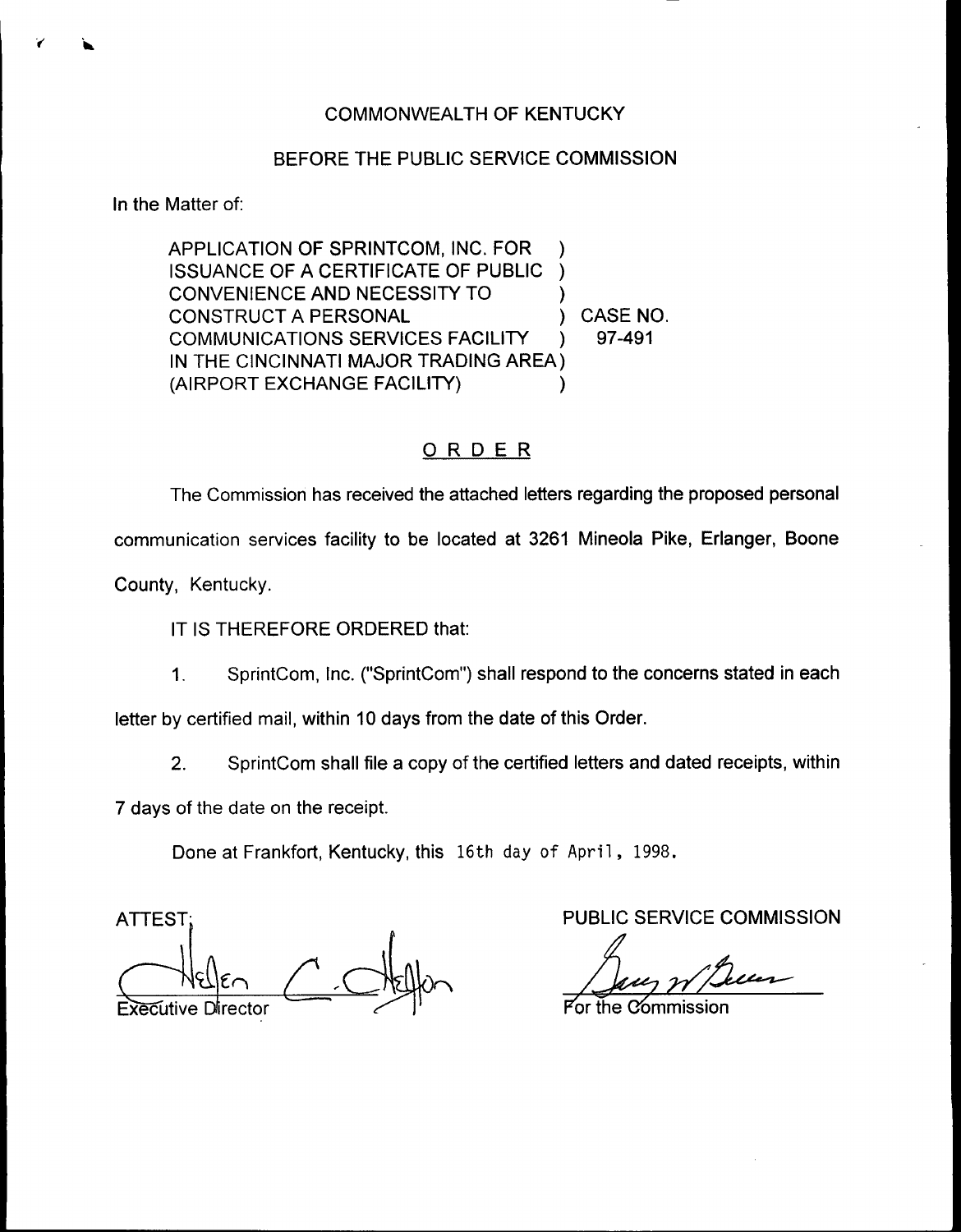COMMONWEALTH OF KENTUCKY

BEFORE THE PUBLIC SERVICE COMMISSION

In the Matter of:

APPLICATION OF SPRINTCOM, INC. FOR ISSUANCE OF A CERTIFICATE OF PUBLIC CONVENIENCE AND NECESSITY TO CONSTRUCT A PERSONAL COMMUNICATIONS SERVICES FACILITY IN THE CINCINNATI MAJOR TRADING AREA (AIRPORT EXCHANGE FACILITY) ) CASE NO. 97-491

## ORDER

The Commission has received the attached letters regarding the proposed personal communication services facility to be located at 3261 Mineola Pike, Erlanger, Boone County, Kentucky.

IT IS THEREFORE ORDERED that:

1. SprintCom, Inc. ("SprintCom") shall respond to the concerns stated in each letter by certified mail, within 10 days from the date of this Order.

2. SprintCom shall file a copy of the certified letters and dated receipts, within 7 days of the date on the receipt.

Done at Frankfort, Kentucky, this 16th day of April, 1998.

ATTEST:

Executive Director

PUBLIC SERVICE COMMISSION

For the Commission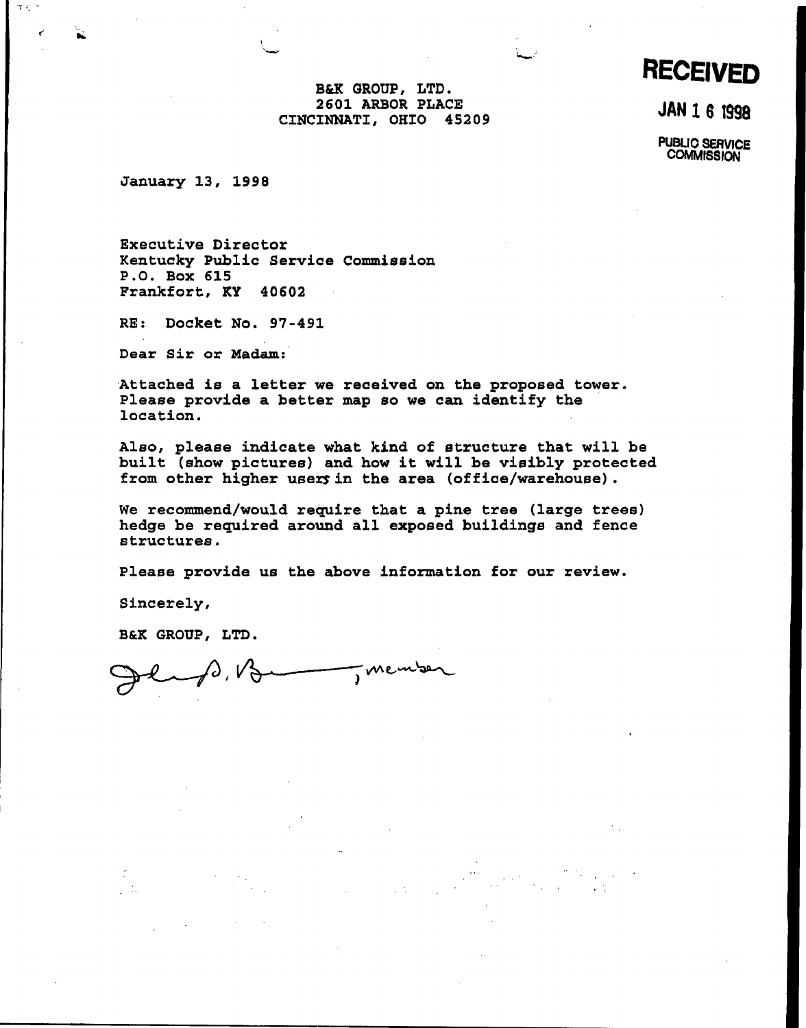B&K GROUP, LTD.
2601 ARBOR PLACE
CINCINNATI, OHIO 45209

**RECEIVED**

**JAN 16 1998**

**PUBLIC SERVICE COMMISSION**

January 13, 1998

Executive Director
Kentucky Public Service Commission
P.O. Box 615
Frankfort, KY 40602

RE: Docket No. 97-491

Dear Sir or Madam:

Attached is a letter we received on the proposed tower. Please provide a better map so we can identify the location.

Also, please indicate what kind of structure that will be built (show pictures) and how it will be visibly protected from other higher users in the area (office/warehouse).

We recommend/would require that a pine tree (large trees) hedge be required around all exposed buildings and fence structures.

Please provide us the above information for our review.

Sincerely,

B&K GROUP, LTD.

[Signature], member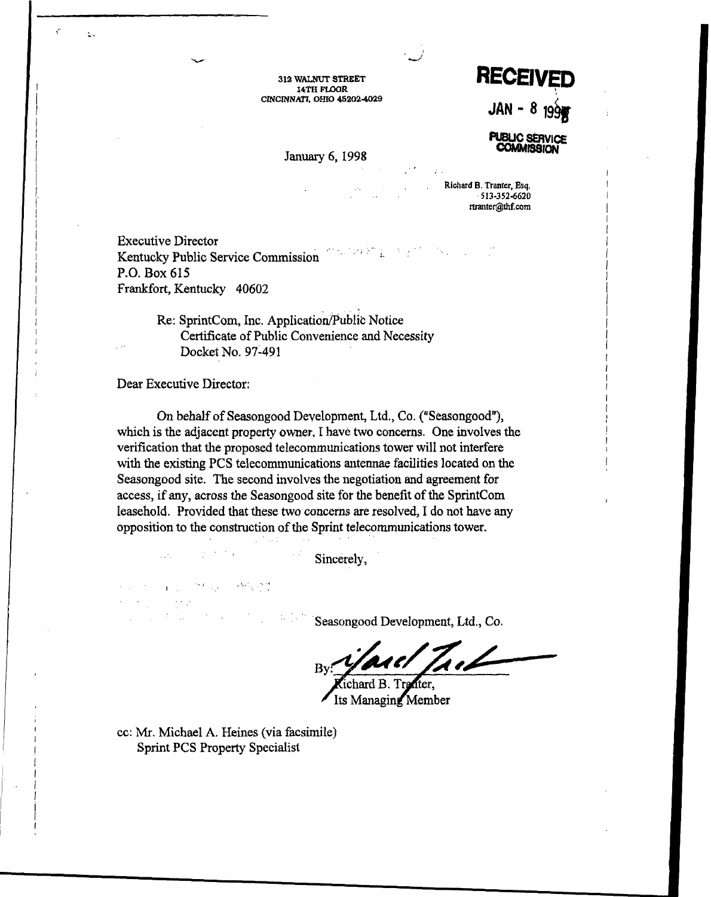312 WALNUT STREET
14TH FLOOR
CINCINNATI, OHIO 45202-4029

**RECEIVED**

**JAN - 8 1998**

**PUBLIC SERVICE COMMISSION**

January 6, 1998

Richard B. Tranter, Esq.
513-352-6620
rtranter@thf.com

Executive Director
Kentucky Public Service Commission
P.O. Box 615
Frankfort, Kentucky 40602

Re: SprintCom, Inc. Application/Public Notice
Certificate of Public Convenience and Necessity
Docket No. 97-491

Dear Executive Director:

On behalf of Seasongood Development, Ltd., Co. ("Seasongood"), which is the adjacent property owner, I have two concerns. One involves the verification that the proposed telecommunications tower will not interfere with the existing PCS telecommunications antennae facilities located on the Seasongood site. The second involves the negotiation and agreement for access, if any, across the Seasongood site for the benefit of the SprintCom leasehold. Provided that these two concerns are resolved, I do not have any opposition to the construction of the Sprint telecommunications tower.

Sincerely,

Seasongood Development, Ltd., Co.

By: Richard B. Tranter,
Its Managing Member

cc: Mr. Michael A. Heines (via facsimile)
Sprint PCS Property Specialist